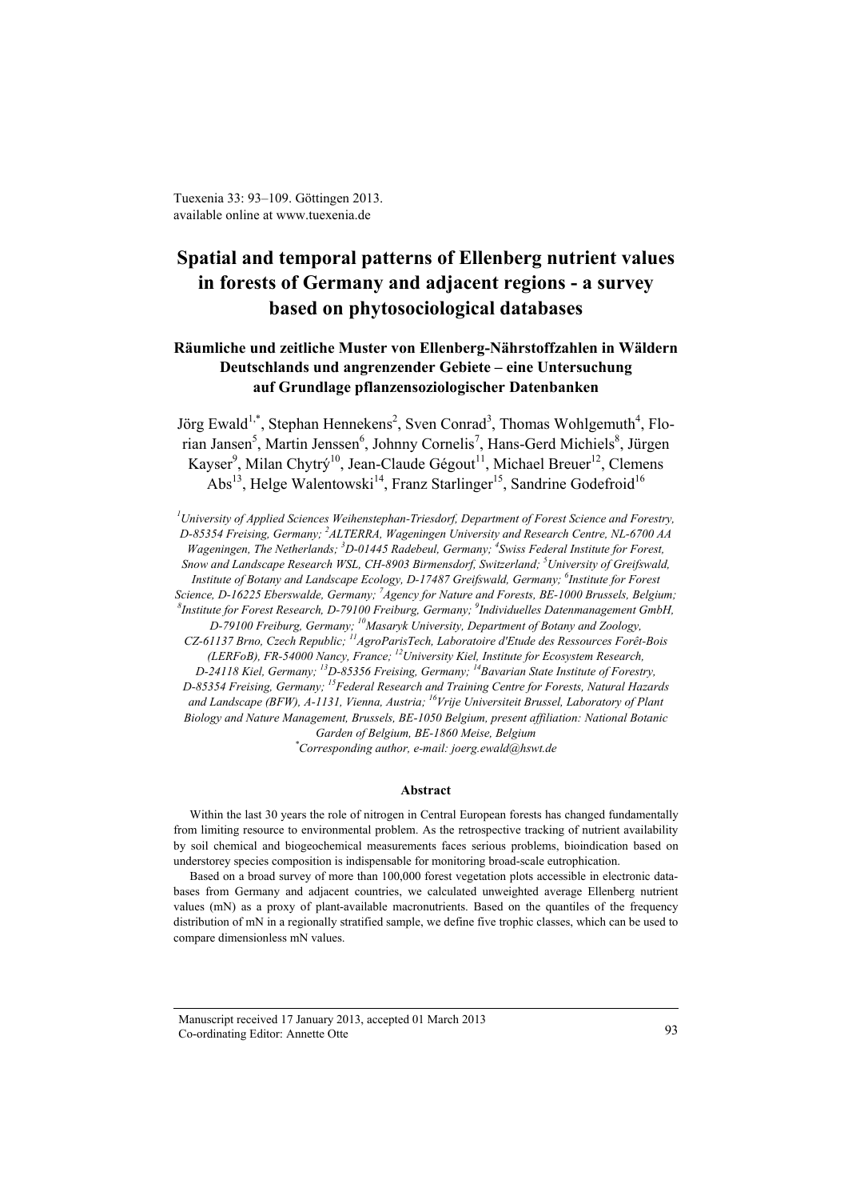Tuexenia 33: 93–109. Göttingen 2013.
available online at www.tuexenia.de

# Spatial and temporal patterns of Ellenberg nutrient values in forests of Germany and adjacent regions - a survey based on phytosociological databases

## Räumliche und zeitliche Muster von Ellenberg-Nährstoffzahlen in Wäldern Deutschlands und angrenzender Gebiete – eine Untersuchung auf Grundlage pflanzensoziologischer Datenbanken

Jörg Ewald[1,*], Stephan Hennekens[2], Sven Conrad[3], Thomas Wohlgemuth[4], Florian Jansen[5], Martin Jenssen[6], Johnny Cornelis[7], Hans-Gerd Michiels[8], Jürgen Kayser[9], Milan Chytrý[10], Jean-Claude Gégout[11], Michael Breuer[12], Clemens Abs[13], Helge Walentowski[14], Franz Starlinger[15], Sandrine Godefroid[16]

*[1]University of Applied Sciences Weihenstephan-Triesdorf, Department of Forest Science and Forestry, D-85354 Freising, Germany; [2]ALTERRA, Wageningen University and Research Centre, NL-6700 AA Wageningen, The Netherlands; [3]D-01445 Radebeul, Germany; [4]Swiss Federal Institute for Forest, Snow and Landscape Research WSL, CH-8903 Birmensdorf, Switzerland; [5]University of Greifswald, Institute of Botany and Landscape Ecology, D-17487 Greifswald, Germany; [6]Institute for Forest Science, D-16225 Eberswalde, Germany; [7]Agency for Nature and Forests, BE-1000 Brussels, Belgium; [8]Institute for Forest Research, D-79100 Freiburg, Germany; [9]Individuelles Datenmanagement GmbH, D-79100 Freiburg, Germany; [10]Masaryk University, Department of Botany and Zoology, CZ-61137 Brno, Czech Republic; [11]AgroParisTech, Laboratoire d'Etude des Ressources Forêt-Bois (LERFoB), FR-54000 Nancy, France; [12]University Kiel, Institute for Ecosystem Research, D-24118 Kiel, Germany; [13]D-85356 Freising, Germany; [14]Bavarian State Institute of Forestry, D-85354 Freising, Germany; [15]Federal Research and Training Centre for Forests, Natural Hazards and Landscape (BFW), A-1131, Vienna, Austria; [16]Vrije Universiteit Brussel, Laboratory of Plant Biology and Nature Management, Brussels, BE-1050 Belgium, present affiliation: National Botanic Garden of Belgium, BE-1860 Meise, Belgium*

*[*]Corresponding author, e-mail: joerg.ewald@hswt.de*

### Abstract

Within the last 30 years the role of nitrogen in Central European forests has changed fundamentally from limiting resource to environmental problem. As the retrospective tracking of nutrient availability by soil chemical and biogeochemical measurements faces serious problems, bioindication based on understorey species composition is indispensable for monitoring broad-scale eutrophication.

Based on a broad survey of more than 100,000 forest vegetation plots accessible in electronic databases from Germany and adjacent countries, we calculated unweighted average Ellenberg nutrient values (mN) as a proxy of plant-available macronutrients. Based on the quantiles of the frequency distribution of mN in a regionally stratified sample, we define five trophic classes, which can be used to compare dimensionless mN values.

Manuscript received 17 January 2013, accepted 01 March 2013
Co-ordinating Editor: Annette Otte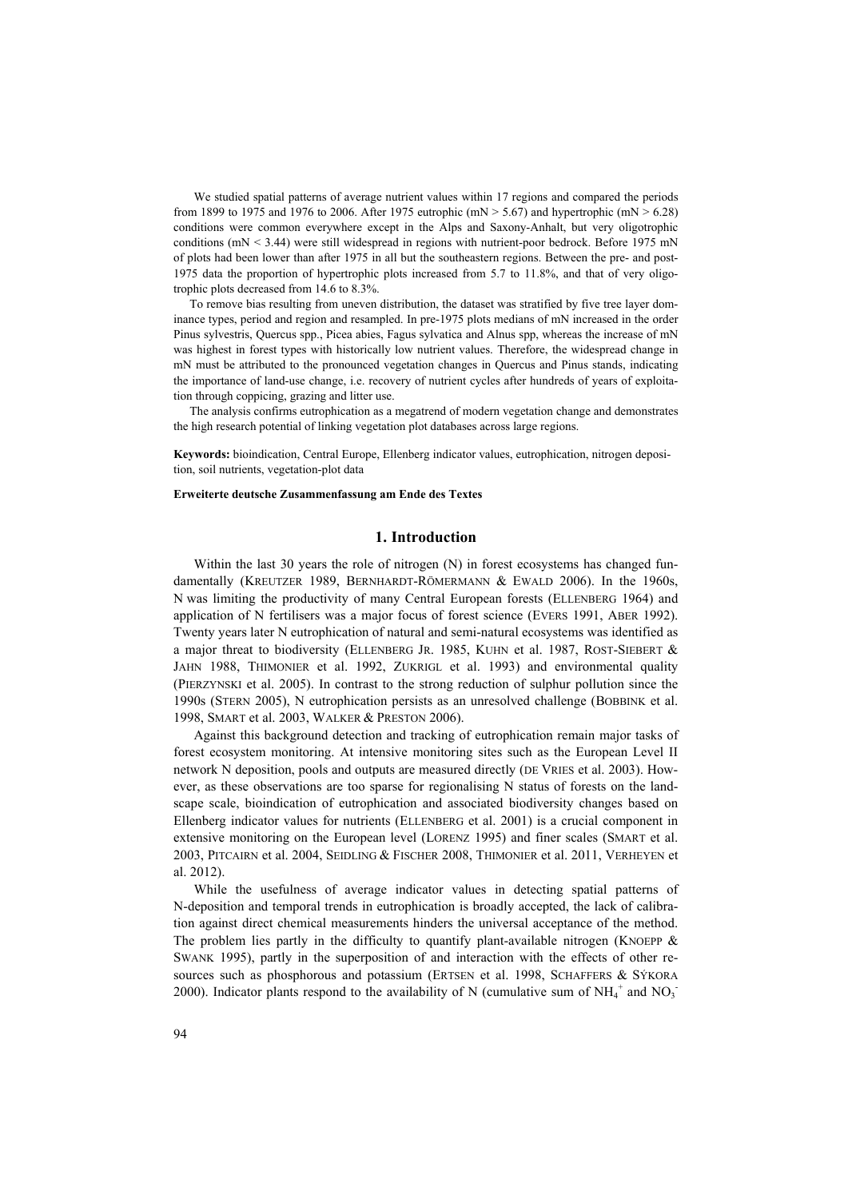We studied spatial patterns of average nutrient values within 17 regions and compared the periods from 1899 to 1975 and 1976 to 2006. After 1975 eutrophic (mN > 5.67) and hypertrophic (mN > 6.28) conditions were common everywhere except in the Alps and Saxony-Anhalt, but very oligotrophic conditions (mN < 3.44) were still widespread in regions with nutrient-poor bedrock. Before 1975 mN of plots had been lower than after 1975 in all but the southeastern regions. Between the pre- and post-1975 data the proportion of hypertrophic plots increased from 5.7 to 11.8%, and that of very oligotrophic plots decreased from 14.6 to 8.3%.

To remove bias resulting from uneven distribution, the dataset was stratified by five tree layer dominance types, period and region and resampled. In pre-1975 plots medians of mN increased in the order Pinus sylvestris, Quercus spp., Picea abies, Fagus sylvatica and Alnus spp, whereas the increase of mN was highest in forest types with historically low nutrient values. Therefore, the widespread change in mN must be attributed to the pronounced vegetation changes in Quercus and Pinus stands, indicating the importance of land-use change, i.e. recovery of nutrient cycles after hundreds of years of exploitation through coppicing, grazing and litter use.

The analysis confirms eutrophication as a megatrend of modern vegetation change and demonstrates the high research potential of linking vegetation plot databases across large regions.

**Keywords:** bioindication, Central Europe, Ellenberg indicator values, eutrophication, nitrogen deposition, soil nutrients, vegetation-plot data

**Erweiterte deutsche Zusammenfassung am Ende des Textes**

## 1. Introduction

Within the last 30 years the role of nitrogen (N) in forest ecosystems has changed fundamentally (KREUTZER 1989, BERNHARDT-RÖMERMANN & EWALD 2006). In the 1960s, N was limiting the productivity of many Central European forests (ELLENBERG 1964) and application of N fertilisers was a major focus of forest science (EVERS 1991, ABER 1992). Twenty years later N eutrophication of natural and semi-natural ecosystems was identified as a major threat to biodiversity (ELLENBERG JR. 1985, KUHN et al. 1987, ROST-SIEBERT & JAHN 1988, THIMONIER et al. 1992, ZUKRIGL et al. 1993) and environmental quality (PIERZYNSKI et al. 2005). In contrast to the strong reduction of sulphur pollution since the 1990s (STERN 2005), N eutrophication persists as an unresolved challenge (BOBBINK et al. 1998, SMART et al. 2003, WALKER & PRESTON 2006).

Against this background detection and tracking of eutrophication remain major tasks of forest ecosystem monitoring. At intensive monitoring sites such as the European Level II network N deposition, pools and outputs are measured directly (DE VRIES et al. 2003). However, as these observations are too sparse for regionalising N status of forests on the landscape scale, bioindication of eutrophication and associated biodiversity changes based on Ellenberg indicator values for nutrients (ELLENBERG et al. 2001) is a crucial component in extensive monitoring on the European level (LORENZ 1995) and finer scales (SMART et al. 2003, PITCAIRN et al. 2004, SEIDLING & FISCHER 2008, THIMONIER et al. 2011, VERHEYEN et al. 2012).

While the usefulness of average indicator values in detecting spatial patterns of N-deposition and temporal trends in eutrophication is broadly accepted, the lack of calibration against direct chemical measurements hinders the universal acceptance of the method. The problem lies partly in the difficulty to quantify plant-available nitrogen (KNOEPP & SWANK 1995), partly in the superposition of and interaction with the effects of other resources such as phosphorous and potassium (ERTSEN et al. 1998, SCHAFFERS & SÝKORA 2000). Indicator plants respond to the availability of N (cumulative sum of $NH_4^+$ and $NO_3^-$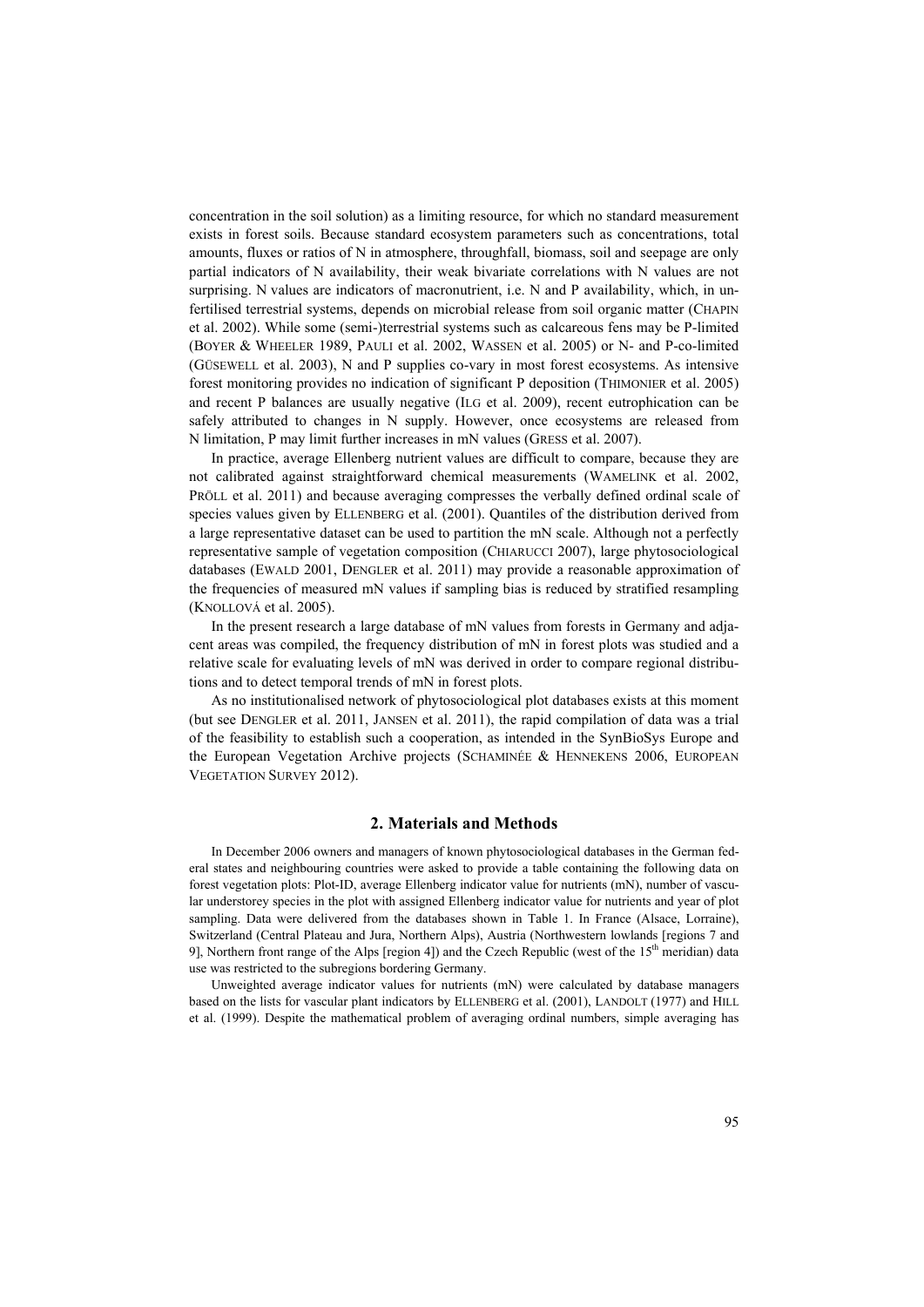concentration in the soil solution) as a limiting resource, for which no standard measurement exists in forest soils. Because standard ecosystem parameters such as concentrations, total amounts, fluxes or ratios of N in atmosphere, throughfall, biomass, soil and seepage are only partial indicators of N availability, their weak bivariate correlations with N values are not surprising. N values are indicators of macronutrient, i.e. N and P availability, which, in unfertilised terrestrial systems, depends on microbial release from soil organic matter (CHAPIN et al. 2002). While some (semi-)terrestrial systems such as calcareous fens may be P-limited (BOYER & WHEELER 1989, PAULI et al. 2002, WASSEN et al. 2005) or N- and P-co-limited (GÜSEWELL et al. 2003), N and P supplies co-vary in most forest ecosystems. As intensive forest monitoring provides no indication of significant P deposition (THIMONIER et al. 2005) and recent P balances are usually negative (ILG et al. 2009), recent eutrophication can be safely attributed to changes in N supply. However, once ecosystems are released from N limitation, P may limit further increases in mN values (GRESS et al. 2007).

In practice, average Ellenberg nutrient values are difficult to compare, because they are not calibrated against straightforward chemical measurements (WAMELINK et al. 2002, PRÖLL et al. 2011) and because averaging compresses the verbally defined ordinal scale of species values given by ELLENBERG et al. (2001). Quantiles of the distribution derived from a large representative dataset can be used to partition the mN scale. Although not a perfectly representative sample of vegetation composition (CHIARUCCI 2007), large phytosociological databases (EWALD 2001, DENGLER et al. 2011) may provide a reasonable approximation of the frequencies of measured mN values if sampling bias is reduced by stratified resampling (KNOLLOVÁ et al. 2005).

In the present research a large database of mN values from forests in Germany and adjacent areas was compiled, the frequency distribution of mN in forest plots was studied and a relative scale for evaluating levels of mN was derived in order to compare regional distributions and to detect temporal trends of mN in forest plots.

As no institutionalised network of phytosociological plot databases exists at this moment (but see DENGLER et al. 2011, JANSEN et al. 2011), the rapid compilation of data was a trial of the feasibility to establish such a cooperation, as intended in the SynBioSys Europe and the European Vegetation Archive projects (SCHAMINÉE & HENNEKENS 2006, EUROPEAN VEGETATION SURVEY 2012).

## 2. Materials and Methods

In December 2006 owners and managers of known phytosociological databases in the German federal states and neighbouring countries were asked to provide a table containing the following data on forest vegetation plots: Plot-ID, average Ellenberg indicator value for nutrients (mN), number of vascular understorey species in the plot with assigned Ellenberg indicator value for nutrients and year of plot sampling. Data were delivered from the databases shown in Table 1. In France (Alsace, Lorraine), Switzerland (Central Plateau and Jura, Northern Alps), Austria (Northwestern lowlands [regions 7 and 9], Northern front range of the Alps [region 4]) and the Czech Republic (west of the 15th meridian) data use was restricted to the subregions bordering Germany.

Unweighted average indicator values for nutrients (mN) were calculated by database managers based on the lists for vascular plant indicators by ELLENBERG et al. (2001), LANDOLT (1977) and HILL et al. (1999). Despite the mathematical problem of averaging ordinal numbers, simple averaging has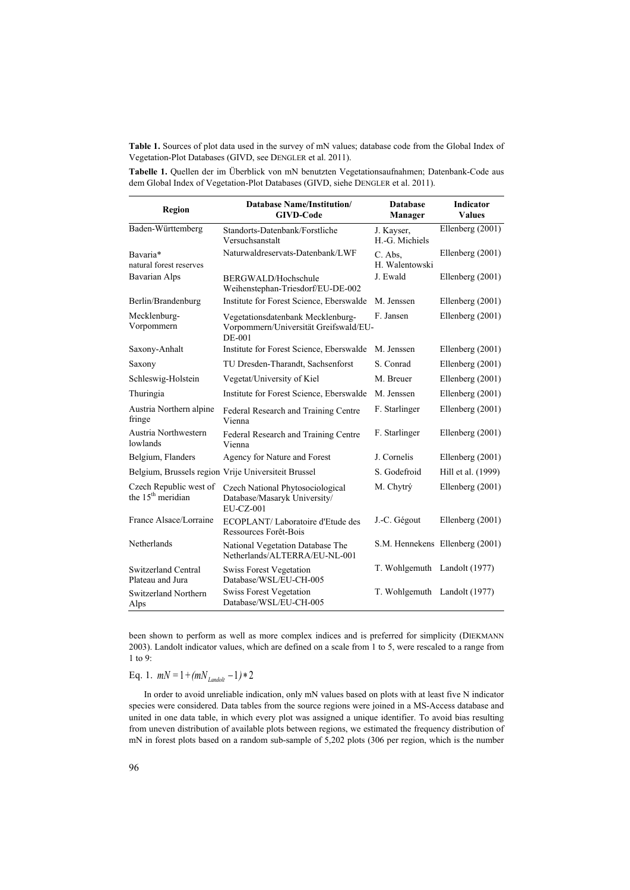**Table 1.** Sources of plot data used in the survey of mN values; database code from the Global Index of Vegetation-Plot Databases (GIVD, see DENGLER et al. 2011).

**Tabelle 1.** Quellen der im Überblick von mN benutzten Vegetationsaufnahmen; Datenbank-Code aus dem Global Index of Vegetation-Plot Databases (GIVD, siehe DENGLER et al. 2011).

| Region | Database Name/Institution/ GIVD-Code | Database Manager | Indicator Values |
|---|---|---|---|
| Baden-Württemberg | Standorts-Datenbank/Forstliche Versuchsanstalt | J. Kayser, H.-G. Michiels | Ellenberg (2001) |
| Bavaria* natural forest reserves | Naturwaldreservats-Datenbank/LWF | C. Abs, H. Walentowski | Ellenberg (2001) |
| Bavarian Alps | BERGWALD/Hochschule Weihenstephan-Triesdorf/EU-DE-002 | J. Ewald | Ellenberg (2001) |
| Berlin/Brandenburg | Institute for Forest Science, Eberswalde | M. Jenssen | Ellenberg (2001) |
| Mecklenburg-Vorpommern | Vegetationsdatenbank Mecklenburg-Vorpommern/Universität Greifswald/EU-DE-001 | F. Jansen | Ellenberg (2001) |
| Saxony-Anhalt | Institute for Forest Science, Eberswalde | M. Jenssen | Ellenberg (2001) |
| Saxony | TU Dresden-Tharandt, Sachsenforst | S. Conrad | Ellenberg (2001) |
| Schleswig-Holstein | Vegetat/University of Kiel | M. Breuer | Ellenberg (2001) |
| Thuringia | Institute for Forest Science, Eberswalde | M. Jenssen | Ellenberg (2001) |
| Austria Northern alpine fringe | Federal Research and Training Centre Vienna | F. Starlinger | Ellenberg (2001) |
| Austria Northwestern lowlands | Federal Research and Training Centre Vienna | F. Starlinger | Ellenberg (2001) |
| Belgium, Flanders | Agency for Nature and Forest | J. Cornelis | Ellenberg (2001) |
| Belgium, Brussels region | Vrije Universiteit Brussel | S. Godefroid | Hill et al. (1999) |
| Czech Republic west of the 15th meridian | Czech National Phytosociological Database/Masaryk University/ EU-CZ-001 | M. Chytrý | Ellenberg (2001) |
| France Alsace/Lorraine | ECOPLANT/ Laboratoire d'Etude des Ressources Forêt-Bois | J.-C. Gégout | Ellenberg (2001) |
| Netherlands | National Vegetation Database The Netherlands/ALTERRA/EU-NL-001 | S.M. Hennekens | Ellenberg (2001) |
| Switzerland Central Plateau and Jura | Swiss Forest Vegetation Database/WSL/EU-CH-005 | T. Wohlgemuth | Landolt (1977) |
| Switzerland Northern Alps | Swiss Forest Vegetation Database/WSL/EU-CH-005 | T. Wohlgemuth | Landolt (1977) |

been shown to perform as well as more complex indices and is preferred for simplicity (DIEKMANN 2003). Landolt indicator values, which are defined on a scale from 1 to 5, were rescaled to a range from 1 to 9:

Eq. 1. $mN = 1 + (mN_{Landolt} - 1) * 2$

In order to avoid unreliable indication, only mN values based on plots with at least five N indicator species were considered. Data tables from the source regions were joined in a MS-Access database and united in one data table, in which every plot was assigned a unique identifier. To avoid bias resulting from uneven distribution of available plots between regions, we estimated the frequency distribution of mN in forest plots based on a random sub-sample of 5,202 plots (306 per region, which is the number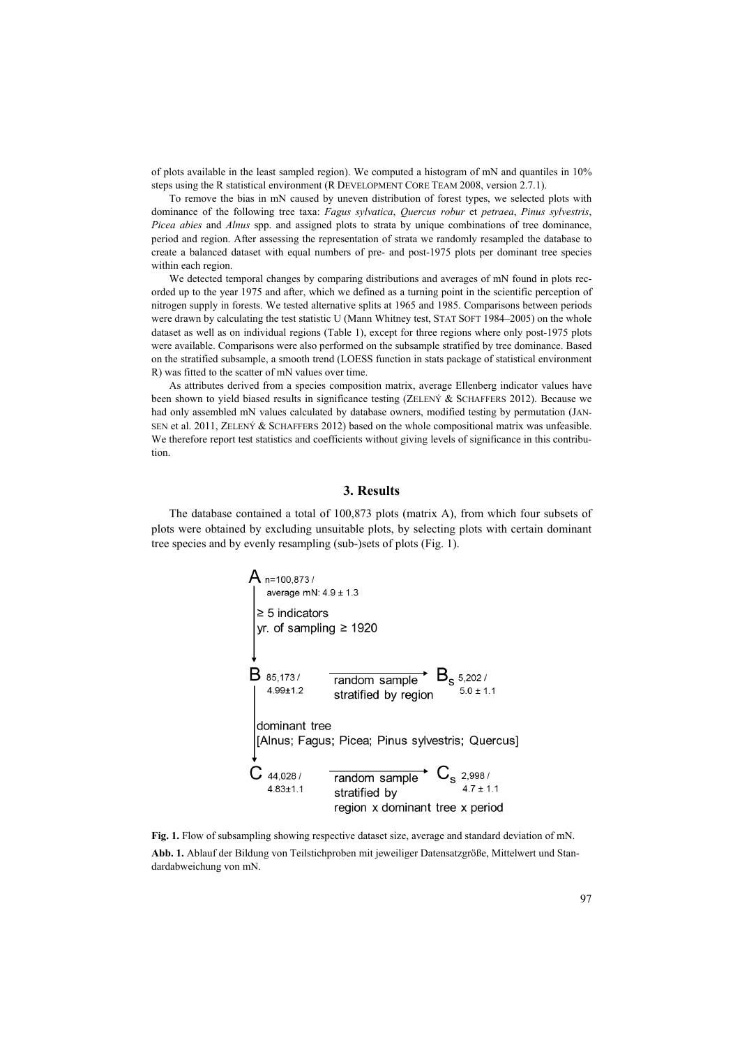of plots available in the least sampled region). We computed a histogram of mN and quantiles in 10% steps using the R statistical environment (R DEVELOPMENT CORE TEAM 2008, version 2.7.1).

To remove the bias in mN caused by uneven distribution of forest types, we selected plots with dominance of the following tree taxa: *Fagus sylvatica*, *Quercus robur* et *petraea*, *Pinus sylvestris*, *Picea abies* and *Alnus* spp. and assigned plots to strata by unique combinations of tree dominance, period and region. After assessing the representation of strata we randomly resampled the database to create a balanced dataset with equal numbers of pre- and post-1975 plots per dominant tree species within each region.

We detected temporal changes by comparing distributions and averages of mN found in plots recorded up to the year 1975 and after, which we defined as a turning point in the scientific perception of nitrogen supply in forests. We tested alternative splits at 1965 and 1985. Comparisons between periods were drawn by calculating the test statistic U (Mann Whitney test, STAT SOFT 1984–2005) on the whole dataset as well as on individual regions (Table 1), except for three regions where only post-1975 plots were available. Comparisons were also performed on the subsample stratified by tree dominance. Based on the stratified subsample, a smooth trend (LOESS function in stats package of statistical environment R) was fitted to the scatter of mN values over time.

As attributes derived from a species composition matrix, average Ellenberg indicator values have been shown to yield biased results in significance testing (ZELENÝ & SCHAFFERS 2012). Because we had only assembled mN values calculated by database owners, modified testing by permutation (JANSEN et al. 2011, ZELENÝ & SCHAFFERS 2012) based on the whole compositional matrix was unfeasible. We therefore report test statistics and coefficients without giving levels of significance in this contribution.

## 3. Results

The database contained a total of 100,873 plots (matrix A), from which four subsets of plots were obtained by excluding unsuitable plots, by selecting plots with certain dominant tree species and by evenly resampling (sub-)sets of plots (Fig. 1).

A n=100,873 / average mN: 4.9 ± 1.3

↓ ≥ 5 indicators, yr. of sampling ≥ 1920

B 85,173 / 4.99±1.2 → random sample stratified by region → $B_S$ 5,202 / 5.0 ± 1.1

↓ dominant tree [Alnus; Fagus; Picea; Pinus sylvestris; Quercus]

C 44,028 / 4.83±1.1 → random sample stratified by region x dominant tree x period → $C_S$ 2,998 / 4.7 ± 1.1

**Fig. 1.** Flow of subsampling showing respective dataset size, average and standard deviation of mN.

**Abb. 1.** Ablauf der Bildung von Teilstichproben mit jeweiliger Datensatzgröße, Mittelwert und Standardabweichung von mN.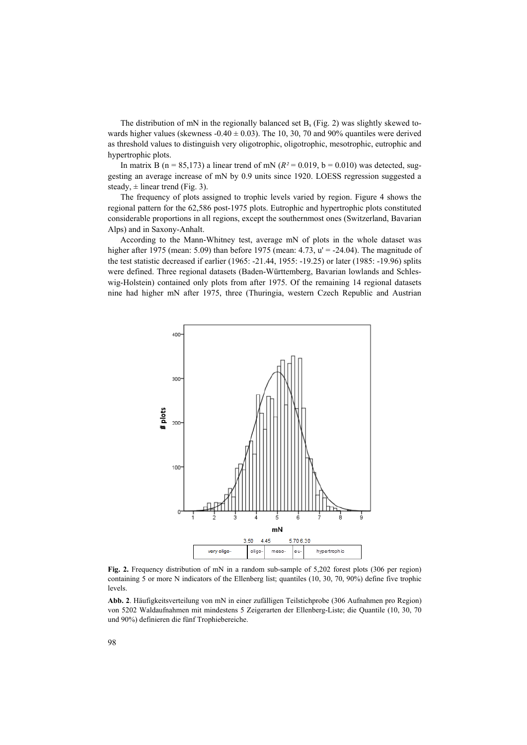The distribution of mN in the regionally balanced set $B_s$ (Fig. 2) was slightly skewed towards higher values (skewness $-0.40 \pm 0.03$). The 10, 30, 70 and 90% quantiles were derived as threshold values to distinguish very oligotrophic, oligotrophic, mesotrophic, eutrophic and hypertrophic plots.

In matrix B (n = 85,173) a linear trend of mN ($R^2 = 0.019$, b = 0.010) was detected, suggesting an average increase of mN by 0.9 units since 1920. LOESS regression suggested a steady, ± linear trend (Fig. 3).

The frequency of plots assigned to trophic levels varied by region. Figure 4 shows the regional pattern for the 62,586 post-1975 plots. Eutrophic and hypertrophic plots constituted considerable proportions in all regions, except the southernmost ones (Switzerland, Bavarian Alps) and in Saxony-Anhalt.

According to the Mann-Whitney test, average mN of plots in the whole dataset was higher after 1975 (mean: 5.09) than before 1975 (mean: 4.73, u' = -24.04). The magnitude of the test statistic decreased if earlier (1965: -21.44, 1955: -19.25) or later (1985: -19.96) splits were defined. Three regional datasets (Baden-Württemberg, Bavarian lowlands and Schleswig-Holstein) contained only plots from after 1975. Of the remaining 14 regional datasets nine had higher mN after 1975, three (Thuringia, western Czech Republic and Austrian

**Fig. 2.** Frequency distribution of mN in a random sub-sample of 5,202 forest plots (306 per region) containing 5 or more N indicators of the Ellenberg list; quantiles (10, 30, 70, 90%) define five trophic levels.

**Abb. 2**. Häufigkeitsverteilung von mN in einer zufälligen Teilstichprobe (306 Aufnahmen pro Region) von 5202 Waldaufnahmen mit mindestens 5 Zeigerarten der Ellenberg-Liste; die Quantile (10, 30, 70 und 90%) definieren die fünf Trophiebereiche.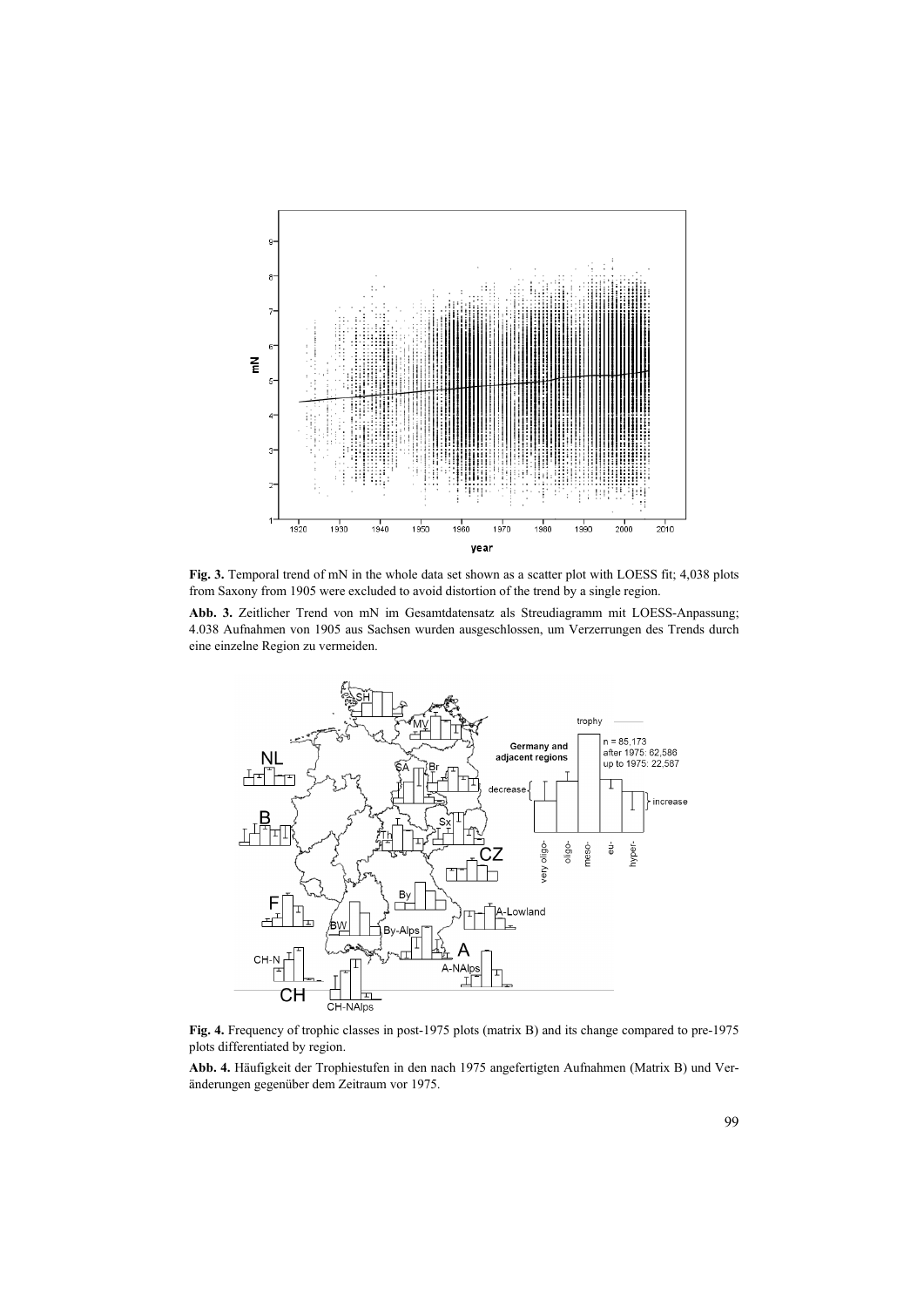**Fig. 3.** Temporal trend of mN in the whole data set shown as a scatter plot with LOESS fit; 4,038 plots from Saxony from 1905 were excluded to avoid distortion of the trend by a single region.

**Abb. 3.** Zeitlicher Trend von mN im Gesamtdatensatz als Streudiagramm mit LOESS-Anpassung; 4.038 Aufnahmen von 1905 aus Sachsen wurden ausgeschlossen, um Verzerrungen des Trends durch eine einzelne Region zu vermeiden.

**Fig. 4.** Frequency of trophic classes in post-1975 plots (matrix B) and its change compared to pre-1975 plots differentiated by region.

**Abb. 4.** Häufigkeit der Trophiestufen in den nach 1975 angefertigten Aufnahmen (Matrix B) und Veränderungen gegenüber dem Zeitraum vor 1975.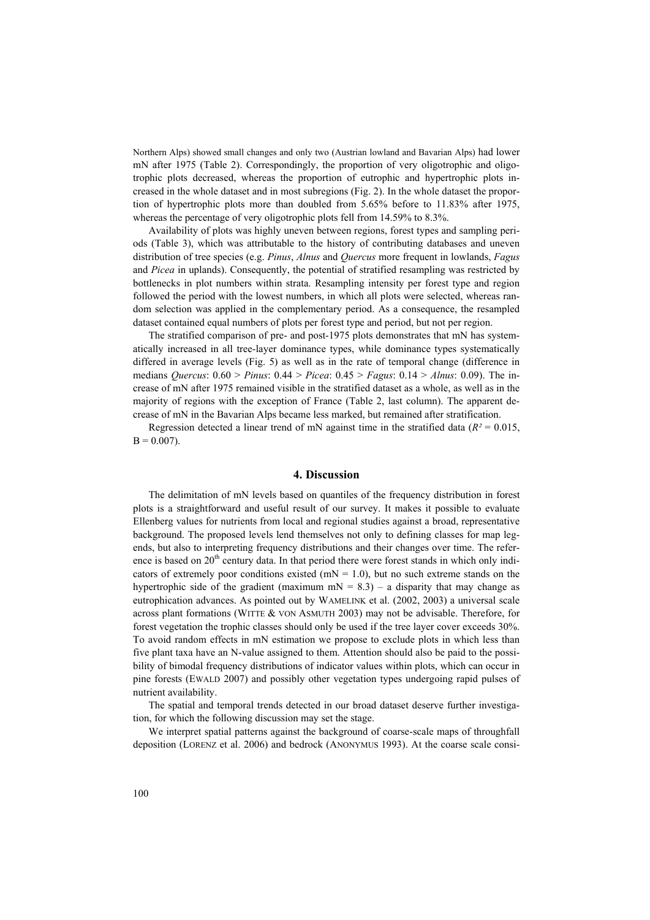Northern Alps) showed small changes and only two (Austrian lowland and Bavarian Alps) had lower mN after 1975 (Table 2). Correspondingly, the proportion of very oligotrophic and oligotrophic plots decreased, whereas the proportion of eutrophic and hypertrophic plots increased in the whole dataset and in most subregions (Fig. 2). In the whole dataset the proportion of hypertrophic plots more than doubled from 5.65% before to 11.83% after 1975, whereas the percentage of very oligotrophic plots fell from 14.59% to 8.3%.

Availability of plots was highly uneven between regions, forest types and sampling periods (Table 3), which was attributable to the history of contributing databases and uneven distribution of tree species (e.g. *Pinus*, *Alnus* and *Quercus* more frequent in lowlands, *Fagus* and *Picea* in uplands). Consequently, the potential of stratified resampling was restricted by bottlenecks in plot numbers within strata. Resampling intensity per forest type and region followed the period with the lowest numbers, in which all plots were selected, whereas random selection was applied in the complementary period. As a consequence, the resampled dataset contained equal numbers of plots per forest type and period, but not per region.

The stratified comparison of pre- and post-1975 plots demonstrates that mN has systematically increased in all tree-layer dominance types, while dominance types systematically differed in average levels (Fig. 5) as well as in the rate of temporal change (difference in medians *Quercus*: 0.60 > *Pinus*: 0.44 > *Picea*: 0.45 > *Fagus*: 0.14 > *Alnus*: 0.09). The increase of mN after 1975 remained visible in the stratified dataset as a whole, as well as in the majority of regions with the exception of France (Table 2, last column). The apparent decrease of mN in the Bavarian Alps became less marked, but remained after stratification.

Regression detected a linear trend of mN against time in the stratified data ($R^2 = 0.015$, $B = 0.007$).

## 4. Discussion

The delimitation of mN levels based on quantiles of the frequency distribution in forest plots is a straightforward and useful result of our survey. It makes it possible to evaluate Ellenberg values for nutrients from local and regional studies against a broad, representative background. The proposed levels lend themselves not only to defining classes for map legends, but also to interpreting frequency distributions and their changes over time. The reference is based on 20th century data. In that period there were forest stands in which only indicators of extremely poor conditions existed (mN = 1.0), but no such extreme stands on the hypertrophic side of the gradient (maximum mN = 8.3) – a disparity that may change as eutrophication advances. As pointed out by WAMELINK et al. (2002, 2003) a universal scale across plant formations (WITTE & VON ASMUTH 2003) may not be advisable. Therefore, for forest vegetation the trophic classes should only be used if the tree layer cover exceeds 30%. To avoid random effects in mN estimation we propose to exclude plots in which less than five plant taxa have an N-value assigned to them. Attention should also be paid to the possibility of bimodal frequency distributions of indicator values within plots, which can occur in pine forests (EWALD 2007) and possibly other vegetation types undergoing rapid pulses of nutrient availability.

The spatial and temporal trends detected in our broad dataset deserve further investigation, for which the following discussion may set the stage.

We interpret spatial patterns against the background of coarse-scale maps of throughfall deposition (LORENZ et al. 2006) and bedrock (ANONYMUS 1993). At the coarse scale consi-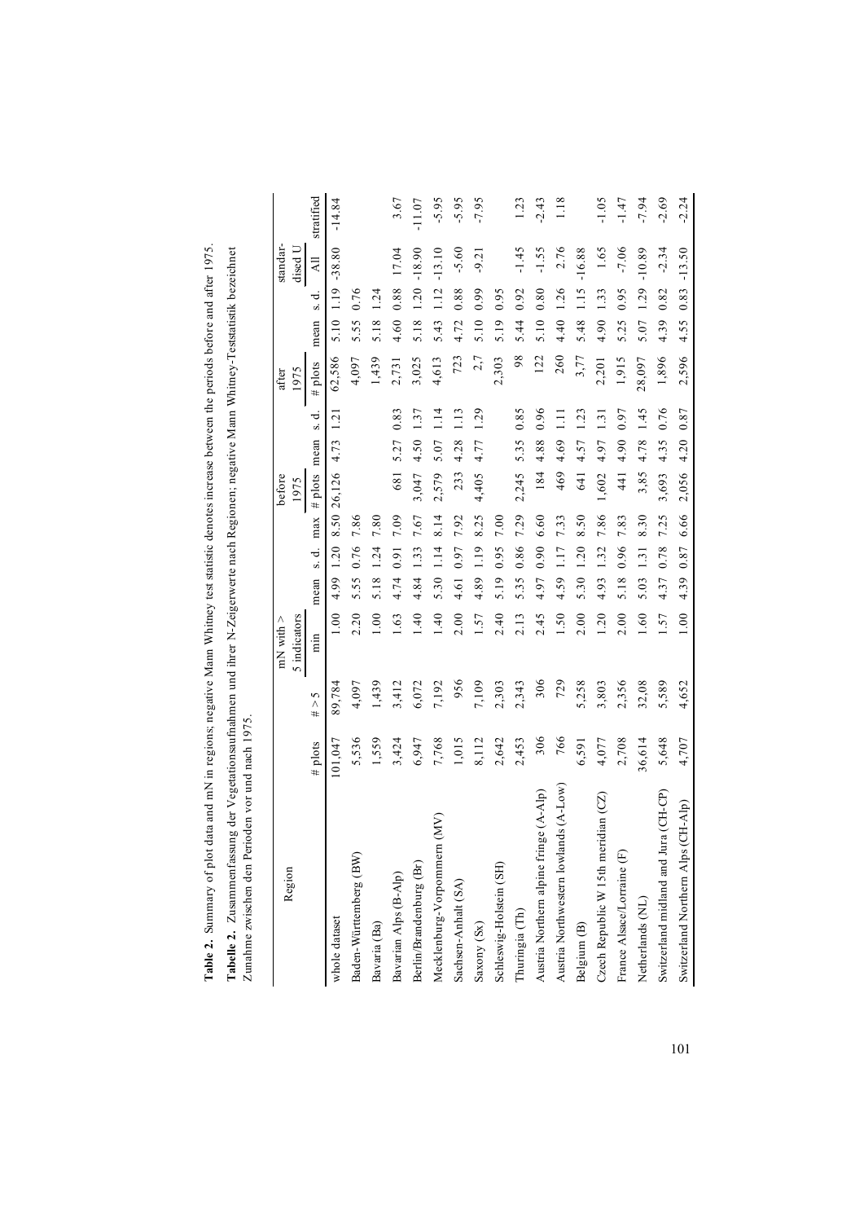**Table 2.** Summary of plot data and mN in regions; negative Mann Whitney test statistic denotes increase between the periods before and after 1975.

**Tabelle 2.** Zusammenfassung der Vegetationsaufnahmen und ihrer N-Zeigerwerte nach Regionen; negative Mann Whitney-Teststatistik bezeichnet Zunahme zwischen den Perioden vor und nach 1975.

| Region | | | mN with > 5 indicators | | | | before 1975 | | | after 1975 | | | standardised U | |
|---|---|---|---|---|---|---|---|---|---|---|---|---|---|---|
| | # plots | # > 5 | min | mean | s. d. | max | # plots | mean | s. d. | # plots | mean | s. d. | All | stratified |
| whole dataset | 101,047 | 89,784 | 1.00 | 4.99 | 1.20 | 8.50 | 26,126 | 4.73 | 1.21 | 62,586 | 5.10 | 1.19 | -38.80 | -14.84 |
| Baden-Württemberg (BW) | 5,536 | 4,097 | 2.20 | 5.55 | 0.76 | 7.86 | | | | 4,097 | 5.55 | 0.76 | | |
| Bavaria (Ba) | 1,559 | 1,439 | 1.00 | 5.18 | 1.24 | 7.80 | | | | 1,439 | 5.18 | 1.24 | | |
| Bavarian Alps (B-Alp) | 3,424 | 3,412 | 1.63 | 4.74 | 0.91 | 7.09 | 681 | 5.27 | 0.83 | 2,731 | 4.60 | 0.88 | 17.04 | 3.67 |
| Berlin/Brandenburg (Br) | 6,947 | 6,072 | 1.40 | 4.84 | 1.33 | 7.67 | 3,047 | 4.50 | 1.37 | 3,025 | 5.18 | 1.20 | -18.90 | -11.07 |
| Mecklenburg-Vorpommern (MV) | 7,768 | 7,192 | 1.40 | 5.30 | 1.14 | 8.14 | 2,579 | 5.07 | 1.14 | 4,613 | 5.43 | 1.12 | -13.10 | -5.95 |
| Sachsen-Anhalt (SA) | 1,015 | 956 | 2.00 | 4.61 | 0.97 | 7.92 | 233 | 4.28 | 1.13 | 723 | 4.72 | 0.88 | -5.60 | -5.95 |
| Saxony (Sx) | 8,112 | 7,109 | 1.57 | 4.89 | 1.19 | 8.25 | 4,405 | 4.77 | 1.29 | 2,7 | 5.10 | 0.99 | -9.21 | -7.95 |
| Schleswig-Holstein (SH) | 2,642 | 2,303 | 2.40 | 5.19 | 0.95 | 7.00 | | | | 2,303 | 5.19 | 0.95 | | |
| Thuringia (Th) | 2,453 | 2,343 | 2.13 | 5.35 | 0.86 | 7.29 | 2,245 | 5.35 | 0.85 | 98 | 5.44 | 0.92 | -1.45 | 1.23 |
| Austria Northern alpine fringe (A-Alp) | 306 | 306 | 2.45 | 4.97 | 0.90 | 6.60 | 184 | 4.88 | 0.96 | 122 | 5.10 | 0.80 | -1.55 | -2.43 |
| Austria Northwestern lowlands (A-Low) | 766 | 729 | 1.50 | 4.59 | 1.17 | 7.33 | 469 | 4.69 | 1.11 | 260 | 4.40 | 1.26 | 2.76 | 1.18 |
| Belgium (B) | 6,591 | 5,258 | 2.00 | 5.30 | 1.20 | 8.50 | 641 | 4.57 | 1.23 | 3,77 | 5.48 | 1.15 | -16.88 | |
| Czech Republic W 15th meridian (CZ) | 4,077 | 3,803 | 1.20 | 4.93 | 1.32 | 7.86 | 1,602 | 4.97 | 1.31 | 2,201 | 4.90 | 1.33 | 1.65 | -1.05 |
| France Alsace/Lorraine (F) | 2,708 | 2,356 | 2.00 | 5.18 | 0.96 | 7.83 | 441 | 4.90 | 0.97 | 1,915 | 5.25 | 0.95 | -7.06 | -1.47 |
| Netherlands (NL) | 36,614 | 32,08 | 1.60 | 5.03 | 1.31 | 8.30 | 3,85 | 4.78 | 1.45 | 28,097 | 5.07 | 1.29 | -10.89 | -7.94 |
| Switzerland midland and Jura (CH-CP) | 5,648 | 5,589 | 1.57 | 4.37 | 0.78 | 7.25 | 3,693 | 4.35 | 0.76 | 1,896 | 4.39 | 0.82 | -2.34 | -2.69 |
| Switzerland Northern Alps (CH-Alp) | 4,707 | 4,652 | 1.00 | 4.39 | 0.87 | 6.66 | 2,056 | 4.20 | 0.87 | 2,596 | 4.55 | 0.83 | -13.50 | -2.24 |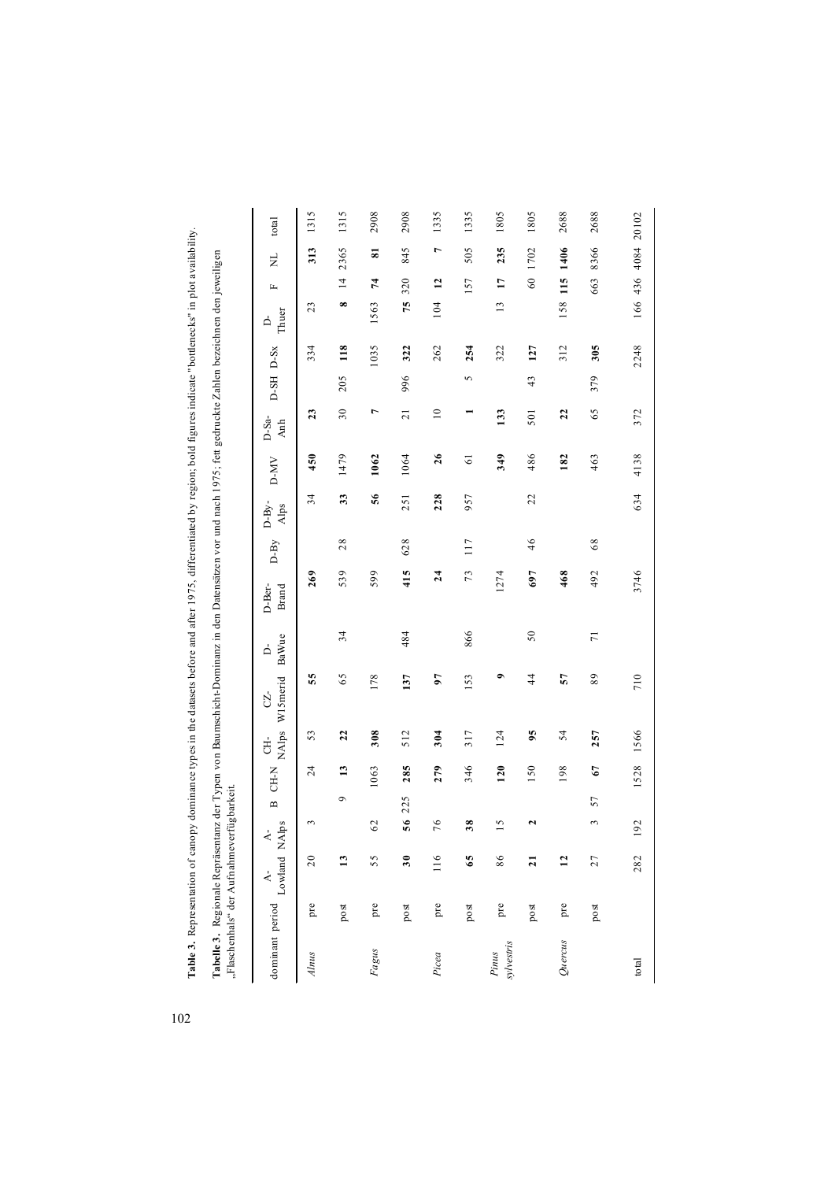**Table 3.** Representation of canopy dominance types in the datasets before and after 1975, differentiated by region; bold figures indicate "bottlenecks" in plot availability.

**Tabelle 3.** Regionale Repräsentanz der Typen von Baumschicht-Dominanz in den Datensätzen vor und nach 1975; fett gedruckte Zahlen bezeichnen den jeweiligen „Flaschenhals" der Aufnahmeverfügbarkeit.

| dominant | period | A-Lowland | A-NAlps | B | CH-N | CH-NAlps | CZ-W15merid | D-BaWue | D-Ber-Brand | D-By | D-By-Alps | D-MV | D-Sa-Anh | D-SH | D-Sx | D-Thuer | F | NL | total |
|---|---|---|---|---|---|---|---|---|---|---|---|---|---|---|---|---|---|---|---|
| *Alnus* | pre | 20 | 3 | | 24 | 53 | **55** | | **269** | | 34 | **450** | **23** | | 334 | 23 | | **313** | 1315 |
| | post | **13** | | 9 | **13** | **22** | 65 | 34 | 539 | 28 | **33** | 1479 | 30 | 205 | **118** | **8** | 14 | 2365 | 1315 |
| *Fagus* | pre | 55 | 62 | | 1063 | **308** | 178 | | 599 | | **56** | **1062** | **7** | | 1035 | 1563 | **74** | **81** | 2908 |
| | post | **30** | **56** | 225 | **285** | 512 | **137** | 484 | **415** | 628 | 251 | 1064 | 21 | 996 | **322** | **75** | 320 | 845 | 2908 |
| *Picea* | pre | 116 | 76 | | **279** | **304** | **97** | | **24** | | **228** | **26** | 10 | | 262 | 104 | **12** | **7** | 1335 |
| | post | **65** | **38** | | 346 | 317 | 153 | 866 | 73 | 117 | 957 | 61 | **1** | 5 | **254** | | 157 | 505 | 1335 |
| *Pinus sylvestris* | pre | 86 | 15 | | **120** | 124 | **9** | | 1274 | | | **349** | **133** | | 322 | 13 | **17** | **235** | 1805 |
| | post | **21** | **2** | | 150 | **95** | 44 | 50 | **697** | 46 | 22 | 486 | 501 | 43 | **127** | | 60 | 1702 | 1805 |
| *Quercus* | pre | **12** | | | 198 | 54 | **57** | | **468** | | | **182** | **22** | | 312 | 158 | **115** | **1406** | 2688 |
| | post | 27 | 3 | 57 | **67** | **257** | 89 | 71 | 492 | 68 | | 463 | 65 | 379 | **305** | | 663 | 8366 | 2688 |
| total | | 282 | 192 | | 1528 | 1566 | 710 | | 3746 | | 634 | 4138 | 372 | | 2248 | 166 | 436 | 4084 | 20102 |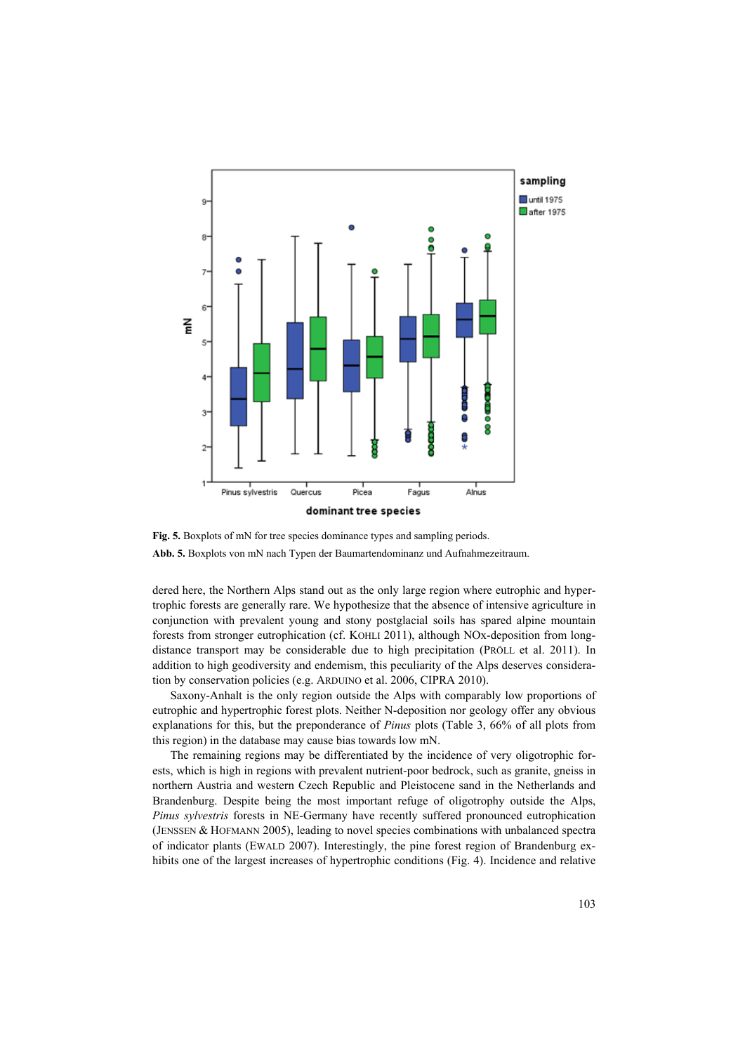Fig. 5. Boxplots of mN for tree species dominance types and sampling periods.

**Abb. 5.** Boxplots von mN nach Typen der Baumartendominanz und Aufnahmezeitraum.

dered here, the Northern Alps stand out as the only large region where eutrophic and hypertrophic forests are generally rare. We hypothesize that the absence of intensive agriculture in conjunction with prevalent young and stony postglacial soils has spared alpine mountain forests from stronger eutrophication (cf. KOHLI 2011), although NOx-deposition from long-distance transport may be considerable due to high precipitation (PRÖLL et al. 2011). In addition to high geodiversity and endemism, this peculiarity of the Alps deserves consideration by conservation policies (e.g. ARDUINO et al. 2006, CIPRA 2010).

Saxony-Anhalt is the only region outside the Alps with comparably low proportions of eutrophic and hypertrophic forest plots. Neither N-deposition nor geology offer any obvious explanations for this, but the preponderance of *Pinus* plots (Table 3, 66% of all plots from this region) in the database may cause bias towards low mN.

The remaining regions may be differentiated by the incidence of very oligotrophic forests, which is high in regions with prevalent nutrient-poor bedrock, such as granite, gneiss in northern Austria and western Czech Republic and Pleistocene sand in the Netherlands and Brandenburg. Despite being the most important refuge of oligotrophy outside the Alps, *Pinus sylvestris* forests in NE-Germany have recently suffered pronounced eutrophication (JENSSEN & HOFMANN 2005), leading to novel species combinations with unbalanced spectra of indicator plants (EWALD 2007). Interestingly, the pine forest region of Brandenburg exhibits one of the largest increases of hypertrophic conditions (Fig. 4). Incidence and relative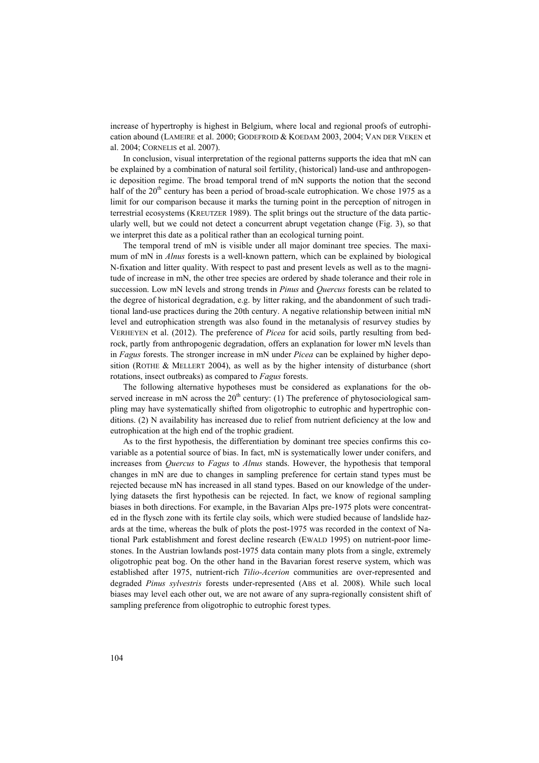increase of hypertrophy is highest in Belgium, where local and regional proofs of eutrophication abound (LAMEIRE et al. 2000; GODEFROID & KOEDAM 2003, 2004; VAN DER VEKEN et al. 2004; CORNELIS et al. 2007).

In conclusion, visual interpretation of the regional patterns supports the idea that mN can be explained by a combination of natural soil fertility, (historical) land-use and anthropogenic deposition regime. The broad temporal trend of mN supports the notion that the second half of the 20th century has been a period of broad-scale eutrophication. We chose 1975 as a limit for our comparison because it marks the turning point in the perception of nitrogen in terrestrial ecosystems (KREUTZER 1989). The split brings out the structure of the data particularly well, but we could not detect a concurrent abrupt vegetation change (Fig. 3), so that we interpret this date as a political rather than an ecological turning point.

The temporal trend of mN is visible under all major dominant tree species. The maximum of mN in *Alnus* forests is a well-known pattern, which can be explained by biological N-fixation and litter quality. With respect to past and present levels as well as to the magnitude of increase in mN, the other tree species are ordered by shade tolerance and their role in succession. Low mN levels and strong trends in *Pinus* and *Quercus* forests can be related to the degree of historical degradation, e.g. by litter raking, and the abandonment of such traditional land-use practices during the 20th century. A negative relationship between initial mN level and eutrophication strength was also found in the metanalysis of resurvey studies by VERHEYEN et al. (2012). The preference of *Picea* for acid soils, partly resulting from bedrock, partly from anthropogenic degradation, offers an explanation for lower mN levels than in *Fagus* forests. The stronger increase in mN under *Picea* can be explained by higher deposition (ROTHE & MELLERT 2004), as well as by the higher intensity of disturbance (short rotations, insect outbreaks) as compared to *Fagus* forests.

The following alternative hypotheses must be considered as explanations for the observed increase in mN across the 20th century: (1) The preference of phytosociological sampling may have systematically shifted from oligotrophic to eutrophic and hypertrophic conditions. (2) N availability has increased due to relief from nutrient deficiency at the low and eutrophication at the high end of the trophic gradient.

As to the first hypothesis, the differentiation by dominant tree species confirms this covariable as a potential source of bias. In fact, mN is systematically lower under conifers, and increases from *Quercus* to *Fagus* to *Alnus* stands. However, the hypothesis that temporal changes in mN are due to changes in sampling preference for certain stand types must be rejected because mN has increased in all stand types. Based on our knowledge of the underlying datasets the first hypothesis can be rejected. In fact, we know of regional sampling biases in both directions. For example, in the Bavarian Alps pre-1975 plots were concentrated in the flysch zone with its fertile clay soils, which were studied because of landslide hazards at the time, whereas the bulk of plots the post-1975 was recorded in the context of National Park establishment and forest decline research (EWALD 1995) on nutrient-poor limestones. In the Austrian lowlands post-1975 data contain many plots from a single, extremely oligotrophic peat bog. On the other hand in the Bavarian forest reserve system, which was established after 1975, nutrient-rich *Tilio-Acerion* communities are over-represented and degraded *Pinus sylvestris* forests under-represented (ABS et al. 2008). While such local biases may level each other out, we are not aware of any supra-regionally consistent shift of sampling preference from oligotrophic to eutrophic forest types.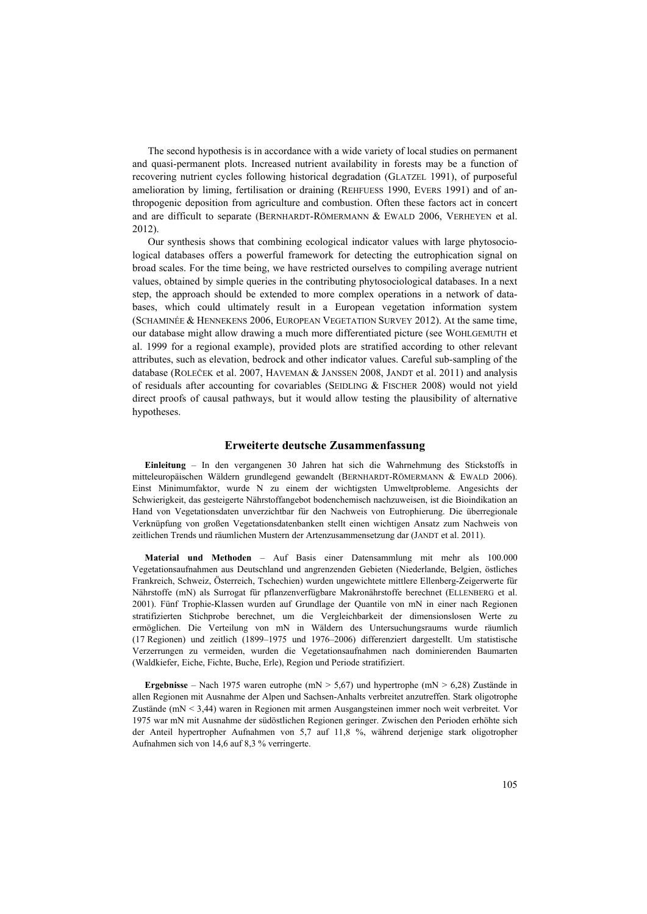The second hypothesis is in accordance with a wide variety of local studies on permanent and quasi-permanent plots. Increased nutrient availability in forests may be a function of recovering nutrient cycles following historical degradation (GLATZEL 1991), of purposeful amelioration by liming, fertilisation or draining (REHFUESS 1990, EVERS 1991) and of anthropogenic deposition from agriculture and combustion. Often these factors act in concert and are difficult to separate (BERNHARDT-RÖMERMANN & EWALD 2006, VERHEYEN et al. 2012).

Our synthesis shows that combining ecological indicator values with large phytosociological databases offers a powerful framework for detecting the eutrophication signal on broad scales. For the time being, we have restricted ourselves to compiling average nutrient values, obtained by simple queries in the contributing phytosociological databases. In a next step, the approach should be extended to more complex operations in a network of databases, which could ultimately result in a European vegetation information system (SCHAMINÉE & HENNEKENS 2006, EUROPEAN VEGETATION SURVEY 2012). At the same time, our database might allow drawing a much more differentiated picture (see WOHLGEMUTH et al. 1999 for a regional example), provided plots are stratified according to other relevant attributes, such as elevation, bedrock and other indicator values. Careful sub-sampling of the database (ROLEČEK et al. 2007, HAVEMAN & JANSSEN 2008, JANDT et al. 2011) and analysis of residuals after accounting for covariables (SEIDLING & FISCHER 2008) would not yield direct proofs of causal pathways, but it would allow testing the plausibility of alternative hypotheses.

## Erweiterte deutsche Zusammenfassung

**Einleitung** – In den vergangenen 30 Jahren hat sich die Wahrnehmung des Stickstoffs in mitteleuropäischen Wäldern grundlegend gewandelt (BERNHARDT-RÖMERMANN & EWALD 2006). Einst Minimumfaktor, wurde N zu einem der wichtigsten Umweltprobleme. Angesichts der Schwierigkeit, das gesteigerte Nährstoffangebot bodenchemisch nachzuweisen, ist die Bioindikation an Hand von Vegetationsdaten unverzichtbar für den Nachweis von Eutrophierung. Die überregionale Verknüpfung von großen Vegetationsdatenbanken stellt einen wichtigen Ansatz zum Nachweis von zeitlichen Trends und räumlichen Mustern der Artenzusammensetzung dar (JANDT et al. 2011).

**Material und Methoden** – Auf Basis einer Datensammlung mit mehr als 100.000 Vegetationsaufnahmen aus Deutschland und angrenzenden Gebieten (Niederlande, Belgien, östliches Frankreich, Schweiz, Österreich, Tschechien) wurden ungewichtete mittlere Ellenberg-Zeigerwerte für Nährstoffe (mN) als Surrogat für pflanzenverfügbare Makronährstoffe berechnet (ELLENBERG et al. 2001). Fünf Trophie-Klassen wurden auf Grundlage der Quantile von mN in einer nach Regionen stratifizierten Stichprobe berechnet, um die Vergleichbarkeit der dimensionslosen Werte zu ermöglichen. Die Verteilung von mN in Wäldern des Untersuchungsraums wurde räumlich (17 Regionen) und zeitlich (1899–1975 und 1976–2006) differenziert dargestellt. Um statistische Verzerrungen zu vermeiden, wurden die Vegetationsaufnahmen nach dominierenden Baumarten (Waldkiefer, Eiche, Fichte, Buche, Erle), Region und Periode stratifiziert.

**Ergebnisse** – Nach 1975 waren eutrophe (mN > 5,67) und hypertrophe (mN > 6,28) Zustände in allen Regionen mit Ausnahme der Alpen und Sachsen-Anhalts verbreitet anzutreffen. Stark oligotrophe Zustände (mN < 3,44) waren in Regionen mit armen Ausgangsteinen immer noch weit verbreitet. Vor 1975 war mN mit Ausnahme der südöstlichen Regionen geringer. Zwischen den Perioden erhöhte sich der Anteil hypertropher Aufnahmen von 5,7 auf 11,8 %, während derjenige stark oligotropher Aufnahmen sich von 14,6 auf 8,3 % verringerte.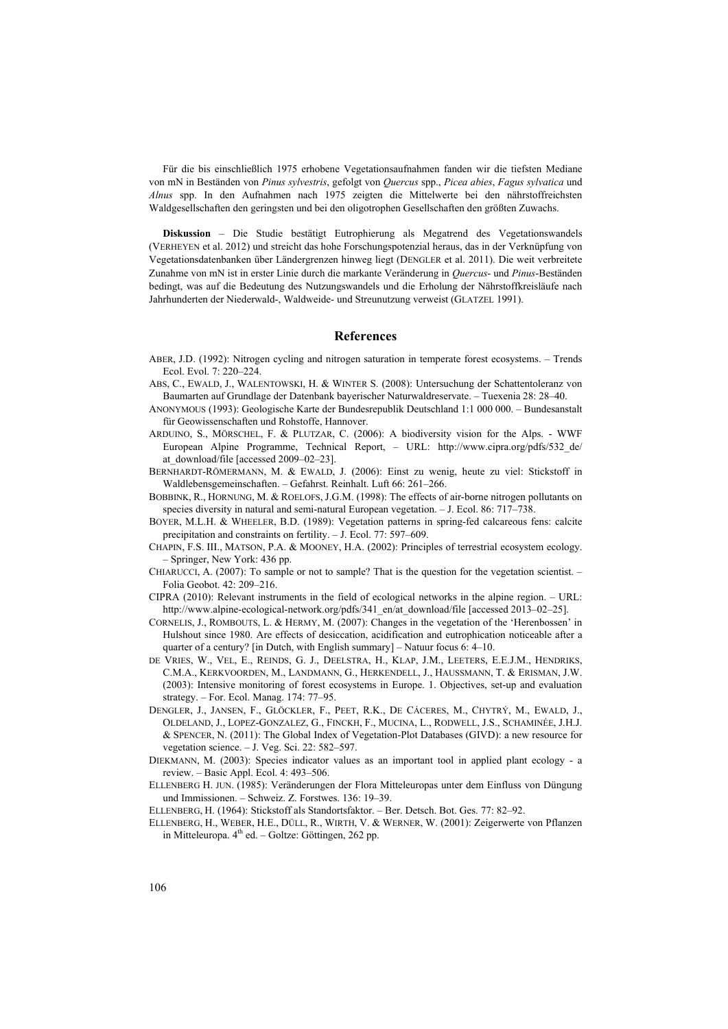Für die bis einschließlich 1975 erhobene Vegetationsaufnahmen fanden wir die tiefsten Mediane von mN in Beständen von *Pinus sylvestris*, gefolgt von *Quercus* spp., *Picea abies*, *Fagus sylvatica* und *Alnus* spp. In den Aufnahmen nach 1975 zeigten die Mittelwerte bei den nährstoffreichsten Waldgesellschaften den geringsten und bei den oligotrophen Gesellschaften den größten Zuwachs.

**Diskussion** – Die Studie bestätigt Eutrophierung als Megatrend des Vegetationswandels (Verheyen et al. 2012) und streicht das hohe Forschungspotenzial heraus, das in der Verknüpfung von Vegetationsdatenbanken über Ländergrenzen hinweg liegt (Dengler et al. 2011). Die weit verbreitete Zunahme von mN ist in erster Linie durch die markante Veränderung in *Quercus*- und *Pinus*-Beständen bedingt, was auf die Bedeutung des Nutzungswandels und die Erholung der Nährstoffkreisläufe nach Jahrhunderten der Niederwald-, Waldweide- und Streunutzung verweist (Glatzel 1991).

## References

Aber, J.D. (1992): Nitrogen cycling and nitrogen saturation in temperate forest ecosystems. – Trends Ecol. Evol. 7: 220–224.

Abs, C., Ewald, J., Walentowski, H. & Winter S. (2008): Untersuchung der Schattentoleranz von Baumarten auf Grundlage der Datenbank bayerischer Naturwaldreservate. – Tuexenia 28: 28–40.

Anonymous (1993): Geologische Karte der Bundesrepublik Deutschland 1:1 000 000. – Bundesanstalt für Geowissenschaften und Rohstoffe, Hannover.

Arduino, S., Mörschel, F. & Plutzar, C. (2006): A biodiversity vision for the Alps. - WWF European Alpine Programme, Technical Report, – URL: http://www.cipra.org/pdfs/532_de/at_download/file [accessed 2009–02–23].

Bernhardt-Römermann, M. & Ewald, J. (2006): Einst zu wenig, heute zu viel: Stickstoff in Waldlebensgemeinschaften. – Gefahrst. Reinhalt. Luft 66: 261–266.

Bobbink, R., Hornung, M. & Roelofs, J.G.M. (1998): The effects of air-borne nitrogen pollutants on species diversity in natural and semi-natural European vegetation. – J. Ecol. 86: 717–738.

Boyer, M.L.H. & Wheeler, B.D. (1989): Vegetation patterns in spring-fed calcareous fens: calcite precipitation and constraints on fertility. – J. Ecol. 77: 597–609.

Chapin, F.S. III., Matson, P.A. & Mooney, H.A. (2002): Principles of terrestrial ecosystem ecology. – Springer, New York: 436 pp.

Chiarucci, A. (2007): To sample or not to sample? That is the question for the vegetation scientist. – Folia Geobot. 42: 209–216.

CIPRA (2010): Relevant instruments in the field of ecological networks in the alpine region. – URL: http://www.alpine-ecological-network.org/pdfs/341_en/at_download/file [accessed 2013–02–25].

Cornelis, J., Rombouts, L. & Hermy, M. (2007): Changes in the vegetation of the 'Herenbossen' in Hulshout since 1980. Are effects of desiccation, acidification and eutrophication noticeable after a quarter of a century? [in Dutch, with English summary] – Natuur focus 6: 4–10.

de Vries, W., Vel, E., Reinds, G. J., Deelstra, H., Klap, J.M., Leeters, E.E.J.M., Hendriks, C.M.A., Kerkvoorden, M., Landmann, G., Herkendell, J., Haussmann, T. & Erisman, J.W. (2003): Intensive monitoring of forest ecosystems in Europe. 1. Objectives, set-up and evaluation strategy. – For. Ecol. Manag. 174: 77–95.

Dengler, J., Jansen, F., Glöckler, F., Peet, R.K., De Cáceres, M., Chytrý, M., Ewald, J., Oldeland, J., Lopez-Gonzalez, G., Finckh, F., Mucina, L., Rodwell, J.S., Schaminée, J.H.J. & Spencer, N. (2011): The Global Index of Vegetation-Plot Databases (GIVD): a new resource for vegetation science. – J. Veg. Sci. 22: 582–597.

Diekmann, M. (2003): Species indicator values as an important tool in applied plant ecology - a review. – Basic Appl. Ecol. 4: 493–506.

Ellenberg H. jun. (1985): Veränderungen der Flora Mitteleuropas unter dem Einfluss von Düngung und Immissionen. – Schweiz. Z. Forstwes. 136: 19–39.

Ellenberg, H. (1964): Stickstoff als Standortsfaktor. – Ber. Detsch. Bot. Ges. 77: 82–92.

Ellenberg, H., Weber, H.E., Düll, R., Wirth, V. & Werner, W. (2001): Zeigerwerte von Pflanzen in Mitteleuropa. 4th ed. – Goltze: Göttingen, 262 pp.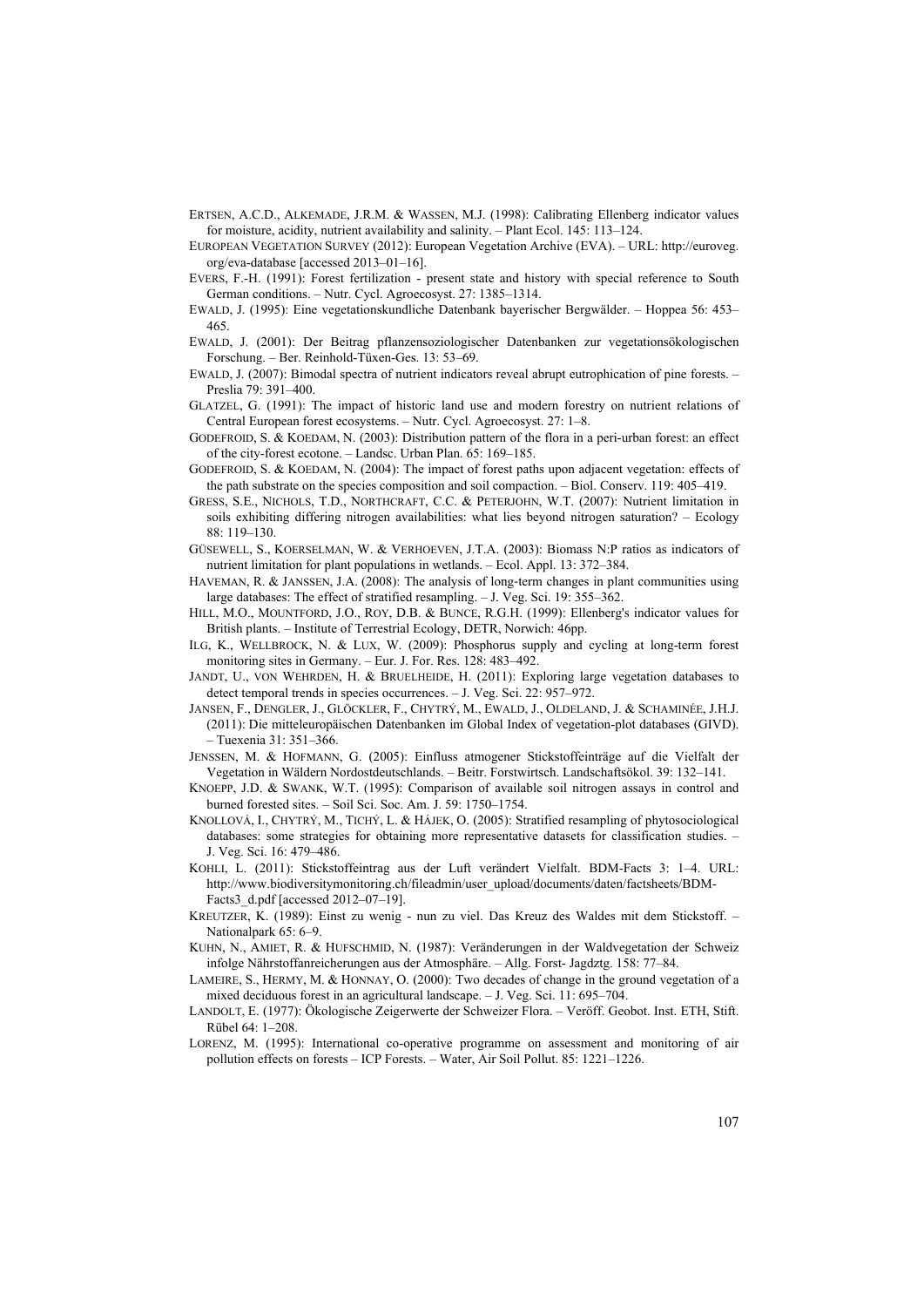ERTSEN, A.C.D., ALKEMADE, J.R.M. & WASSEN, M.J. (1998): Calibrating Ellenberg indicator values for moisture, acidity, nutrient availability and salinity. – Plant Ecol. 145: 113–124.

EUROPEAN VEGETATION SURVEY (2012): European Vegetation Archive (EVA). – URL: http://euroveg.org/eva-database [accessed 2013–01–16].

EVERS, F.-H. (1991): Forest fertilization - present state and history with special reference to South German conditions. – Nutr. Cycl. Agroecosyst. 27: 1385–1314.

EWALD, J. (1995): Eine vegetationskundliche Datenbank bayerischer Bergwälder. – Hoppea 56: 453–465.

EWALD, J. (2001): Der Beitrag pflanzensoziologischer Datenbanken zur vegetationsökologischen Forschung. – Ber. Reinhold-Tüxen-Ges. 13: 53–69.

EWALD, J. (2007): Bimodal spectra of nutrient indicators reveal abrupt eutrophication of pine forests. – Preslia 79: 391–400.

GLATZEL, G. (1991): The impact of historic land use and modern forestry on nutrient relations of Central European forest ecosystems. – Nutr. Cycl. Agroecosyst. 27: 1–8.

GODEFROID, S. & KOEDAM, N. (2003): Distribution pattern of the flora in a peri-urban forest: an effect of the city-forest ecotone. – Landsc. Urban Plan. 65: 169–185.

GODEFROID, S. & KOEDAM, N. (2004): The impact of forest paths upon adjacent vegetation: effects of the path substrate on the species composition and soil compaction. – Biol. Conserv. 119: 405–419.

GRESS, S.E., NICHOLS, T.D., NORTHCRAFT, C.C. & PETERJOHN, W.T. (2007): Nutrient limitation in soils exhibiting differing nitrogen availabilities: what lies beyond nitrogen saturation? – Ecology 88: 119–130.

GÜSEWELL, S., KOERSELMAN, W. & VERHOEVEN, J.T.A. (2003): Biomass N:P ratios as indicators of nutrient limitation for plant populations in wetlands. – Ecol. Appl. 13: 372–384.

HAVEMAN, R. & JANSSEN, J.A. (2008): The analysis of long-term changes in plant communities using large databases: The effect of stratified resampling. – J. Veg. Sci. 19: 355–362.

HILL, M.O., MOUNTFORD, J.O., ROY, D.B. & BUNCE, R.G.H. (1999): Ellenberg's indicator values for British plants. – Institute of Terrestrial Ecology, DETR, Norwich: 46pp.

ILG, K., WELLBROCK, N. & LUX, W. (2009): Phosphorus supply and cycling at long-term forest monitoring sites in Germany. – Eur. J. For. Res. 128: 483–492.

JANDT, U., VON WEHRDEN, H. & BRUELHEIDE, H. (2011): Exploring large vegetation databases to detect temporal trends in species occurrences. – J. Veg. Sci. 22: 957–972.

JANSEN, F., DENGLER, J., GLÖCKLER, F., CHYTRÝ, M., EWALD, J., OLDELAND, J. & SCHAMINÉE, J.H.J. (2011): Die mitteleuropäischen Datenbanken im Global Index of vegetation-plot databases (GIVD). – Tuexenia 31: 351–366.

JENSSEN, M. & HOFMANN, G. (2005): Einfluss atmogener Stickstoffeinträge auf die Vielfalt der Vegetation in Wäldern Nordostdeutschlands. – Beitr. Forstwirtsch. Landschaftsökol. 39: 132–141.

KNOEPP, J.D. & SWANK, W.T. (1995): Comparison of available soil nitrogen assays in control and burned forested sites. – Soil Sci. Soc. Am. J. 59: 1750–1754.

KNOLLOVÁ, I., CHYTRÝ, M., TICHÝ, L. & HÁJEK, O. (2005): Stratified resampling of phytosociological databases: some strategies for obtaining more representative datasets for classification studies. – J. Veg. Sci. 16: 479–486.

KOHLI, L. (2011): Stickstoffeintrag aus der Luft verändert Vielfalt. BDM-Facts 3: 1–4. URL: http://www.biodiversitymonitoring.ch/fileadmin/user_upload/documents/daten/factsheets/BDM-Facts3_d.pdf [accessed 2012–07–19].

KREUTZER, K. (1989): Einst zu wenig - nun zu viel. Das Kreuz des Waldes mit dem Stickstoff. – Nationalpark 65: 6–9.

KUHN, N., AMIET, R. & HUFSCHMID, N. (1987): Veränderungen in der Waldvegetation der Schweiz infolge Nährstoffanreicherungen aus der Atmosphäre. – Allg. Forst- Jagdztg. 158: 77–84.

LAMEIRE, S., HERMY, M. & HONNAY, O. (2000): Two decades of change in the ground vegetation of a mixed deciduous forest in an agricultural landscape. – J. Veg. Sci. 11: 695–704.

LANDOLT, E. (1977): Ökologische Zeigerwerte der Schweizer Flora. – Veröff. Geobot. Inst. ETH, Stift. Rübel 64: 1–208.

LORENZ, M. (1995): International co-operative programme on assessment and monitoring of air pollution effects on forests – ICP Forests. – Water, Air Soil Pollut. 85: 1221–1226.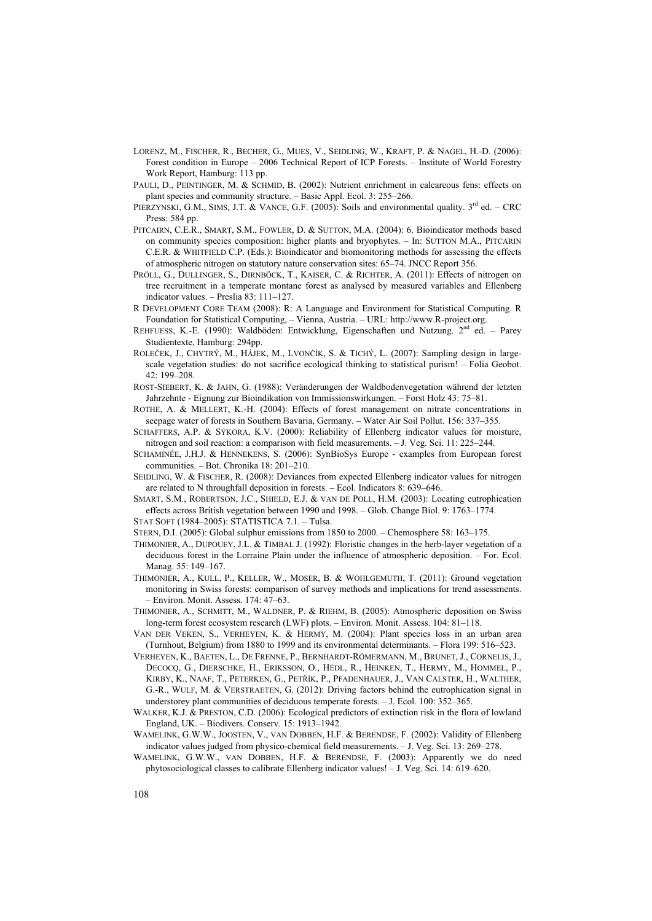LORENZ, M., FISCHER, R., BECHER, G., MUES, V., SEIDLING, W., KRAFT, P. & NAGEL, H.-D. (2006): Forest condition in Europe – 2006 Technical Report of ICP Forests. – Institute of World Forestry Work Report, Hamburg: 113 pp.

PAULI, D., PEINTINGER, M. & SCHMID, B. (2002): Nutrient enrichment in calcareous fens: effects on plant species and community structure. – Basic Appl. Ecol. 3: 255–266.

PIERZYNSKI, G.M., SIMS, J.T. & VANCE, G.F. (2005): Soils and environmental quality. 3rd ed. – CRC Press: 584 pp.

PITCAIRN, C.E.R., SMART, S.M., FOWLER, D. & SUTTON, M.A. (2004): 6. Bioindicator methods based on community species composition: higher plants and bryophytes. – In: SUTTON M.A., PITCARIN C.E.R. & WHITFIELD C.P. (Eds.): Bioindicator and biomonitoring methods for assessing the effects of atmospheric nitrogen on statutory nature conservation sites: 65–74. JNCC Report 356.

PRÖLL, G., DULLINGER, S., DIRNBÖCK, T., KAISER, C. & RICHTER, A. (2011): Effects of nitrogen on tree recruitment in a temperate montane forest as analysed by measured variables and Ellenberg indicator values. – Preslia 83: 111–127.

R DEVELOPMENT CORE TEAM (2008): R: A Language and Environment for Statistical Computing. R Foundation for Statistical Computing, – Vienna, Austria. – URL: http://www.R-project.org.

REHFUESS, K.-E. (1990): Waldböden: Entwicklung, Eigenschaften und Nutzung. 2nd ed. – Parey Studientexte, Hamburg: 294pp.

ROLEČEK, J., CHYTRÝ, M., HÁJEK, M., LVONČÍK, S. & TICHÝ, L. (2007): Sampling design in large-scale vegetation studies: do not sacrifice ecological thinking to statistical purism! – Folia Geobot. 42: 199–208.

ROST-SIEBERT, K. & JAHN, G. (1988): Veränderungen der Waldbodenvegetation während der letzten Jahrzehnte - Eignung zur Bioindikation von Immissionswirkungen. – Forst Holz 43: 75–81.

ROTHE, A. & MELLERT, K.-H. (2004): Effects of forest management on nitrate concentrations in seepage water of forests in Southern Bavaria, Germany. – Water Air Soil Pollut. 156: 337–355.

SCHAFFERS, A.P. & SÝKORA, K.V. (2000): Reliability of Ellenberg indicator values for moisture, nitrogen and soil reaction: a comparison with field measurements. – J. Veg. Sci. 11: 225–244.

SCHAMINÉE, J.H.J. & HENNEKENS, S. (2006): SynBioSys Europe - examples from European forest communities. – Bot. Chronika 18: 201–210.

SEIDLING, W. & FISCHER, R. (2008): Deviances from expected Ellenberg indicator values for nitrogen are related to N throughfall deposition in forests. – Ecol. Indicators 8: 639–646.

SMART, S.M., ROBERTSON, J.C., SHIELD, E.J. & VAN DE POLL, H.M. (2003): Locating eutrophication effects across British vegetation between 1990 and 1998. – Glob. Change Biol. 9: 1763–1774.

STAT SOFT (1984–2005): STATISTICA 7.1. – Tulsa.

STERN, D.I. (2005): Global sulphur emissions from 1850 to 2000. – Chemosphere 58: 163–175.

THIMONIER, A., DUPOUEY, J.L. & TIMBAL J. (1992): Floristic changes in the herb-layer vegetation of a deciduous forest in the Lorraine Plain under the influence of atmospheric deposition. – For. Ecol. Manag. 55: 149–167.

THIMONIER, A., KULL, P., KELLER, W., MOSER, B. & WOHLGEMUTH, T. (2011): Ground vegetation monitoring in Swiss forests: comparison of survey methods and implications for trend assessments. – Environ. Monit. Assess. 174: 47–63.

THIMONIER, A., SCHMITT, M., WALDNER, P. & RIEHM, B. (2005): Atmospheric deposition on Swiss long-term forest ecosystem research (LWF) plots. – Environ. Monit. Assess. 104: 81–118.

VAN DER VEKEN, S., VERHEYEN, K. & HERMY, M. (2004): Plant species loss in an urban area (Turnhout, Belgium) from 1880 to 1999 and its environmental determinants. – Flora 199: 516–523.

VERHEYEN, K., BAETEN, L., DE FRENNE, P., BERNHARDT-RÖMERMANN, M., BRUNET, J., CORNELIS, J., DECOCQ, G., DIERSCHKE, H., ERIKSSON, O., HÉDL, R., HEINKEN, T., HERMY, M., HOMMEL, P., KIRBY, K., NAAF, T., PETERKEN, G., PETŘÍK, P., PFADENHAUER, J., VAN CALSTER, H., WALTHER, G.-R., WULF, M. & VERSTRAETEN, G. (2012): Driving factors behind the eutrophication signal in understorey plant communities of deciduous temperate forests. – J. Ecol. 100: 352–365.

WALKER, K.J. & PRESTON, C.D. (2006): Ecological predictors of extinction risk in the flora of lowland England, UK. – Biodivers. Conserv. 15: 1913–1942.

WAMELINK, G.W.W., JOOSTEN, V., VAN DOBBEN, H.F. & BERENDSE, F. (2002): Validity of Ellenberg indicator values judged from physico-chemical field measurements. – J. Veg. Sci. 13: 269–278.

WAMELINK, G.W.W., VAN DOBBEN, H.F. & BERENDSE, F. (2003): Apparently we do need phytosociological classes to calibrate Ellenberg indicator values! – J. Veg. Sci. 14: 619–620.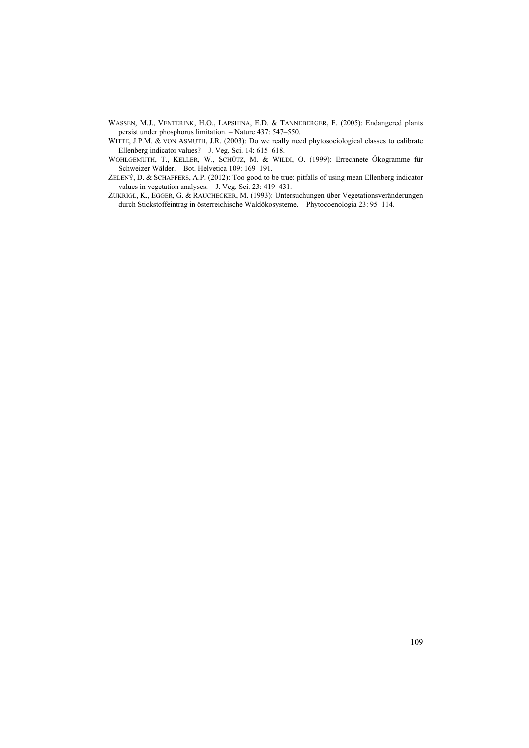WASSEN, M.J., VENTERINK, H.O., LAPSHINA, E.D. & TANNEBERGER, F. (2005): Endangered plants persist under phosphorus limitation. – Nature 437: 547–550.

WITTE, J.P.M. & VON ASMUTH, J.R. (2003): Do we really need phytosociological classes to calibrate Ellenberg indicator values? – J. Veg. Sci. 14: 615–618.

WOHLGEMUTH, T., KELLER, W., SCHÜTZ, M. & WILDI, O. (1999): Errechnete Ökogramme für Schweizer Wälder. – Bot. Helvetica 109: 169–191.

ZELENÝ, D. & SCHAFFERS, A.P. (2012): Too good to be true: pitfalls of using mean Ellenberg indicator values in vegetation analyses. – J. Veg. Sci. 23: 419–431.

ZUKRIGL, K., EGGER, G. & RAUCHECKER, M. (1993): Untersuchungen über Vegetationsveränderungen durch Stickstoffeintrag in österreichische Waldökosysteme. – Phytocoenologia 23: 95–114.